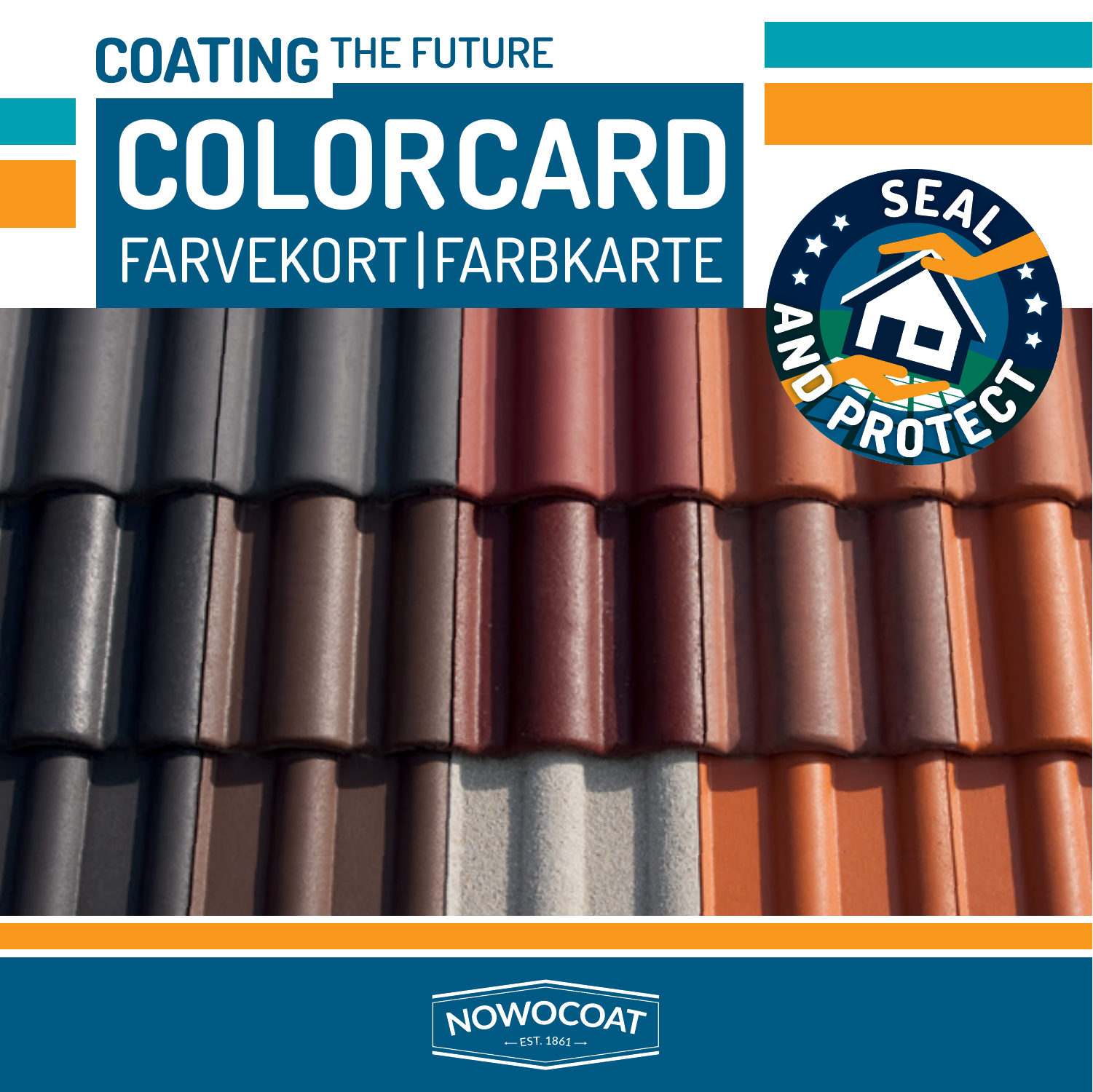**COATING** THE FUTURE

# COLORCARD

## FARVEKORT | FARBKARTE

SEAL AND PROTECT

NOWOCOAT

EST. 1861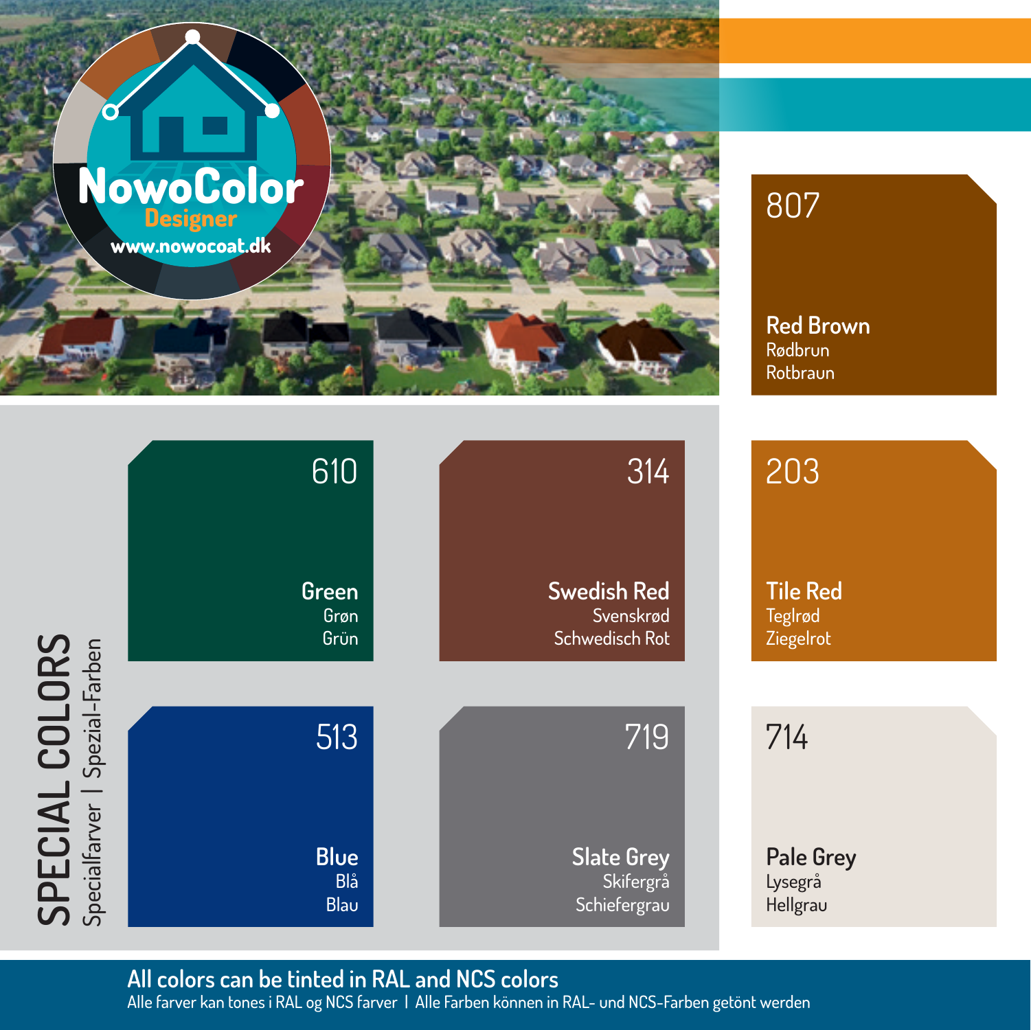NowoColor
Designer
www.nowocoat.dk

# SPECIAL COLORS

Specialfarver | Spezial-Farben

**807**
**Red Brown**
Rødbrun
Rotbraun

**610**
**Green**
Grøn
Grün

**314**
**Swedish Red**
Svenskrød
Schwedisch Rot

**203**
**Tile Red**
Teglrød
Ziegelrot

**513**
**Blue**
Blå
Blau

**719**
**Slate Grey**
Skifergrå
Schiefergrau

**714**
**Pale Grey**
Lysegrå
Hellgrau

**All colors can be tinted in RAL and NCS colors**
Alle farver kan tones i RAL og NCS farver | Alle Farben können in RAL- und NCS-Farben getönt werden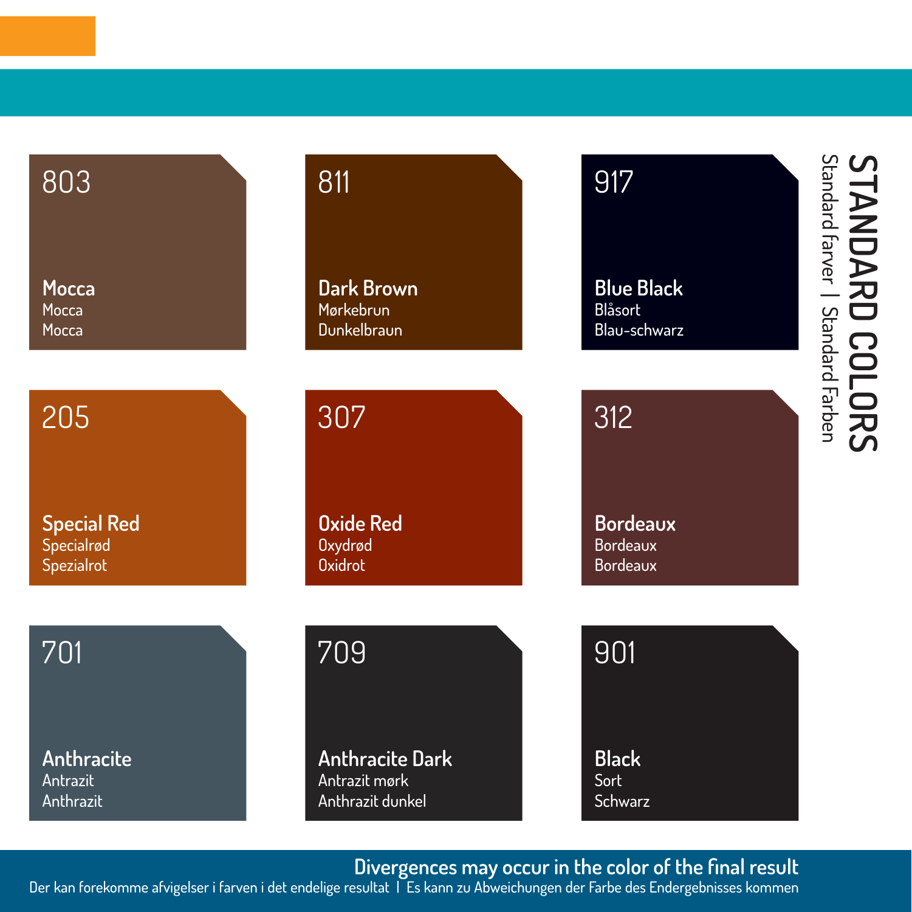# STANDARD COLORS

Standard farver | Standard Farben

**803**
**Mocca**
Mocca
Mocca

**811**
**Dark Brown**
Mørkebrun
Dunkelbraun

**917**
**Blue Black**
Blåsort
Blau-schwarz

**205**
**Special Red**
Specialrød
Spezialrot

**307**
**Oxide Red**
Oxydrød
Oxidrot

**312**
**Bordeaux**
Bordeaux
Bordeaux

**701**
**Anthracite**
Antrazit
Anthrazit

**709**
**Anthracite Dark**
Antrazit mørk
Anthrazit dunkel

**901**
**Black**
Sort
Schwarz

**Divergences may occur in the color of the final result**

Der kan forekomme afvigelser i farven i det endelige resultat | Es kann zu Abweichungen der Farbe des Endergebnisses kommen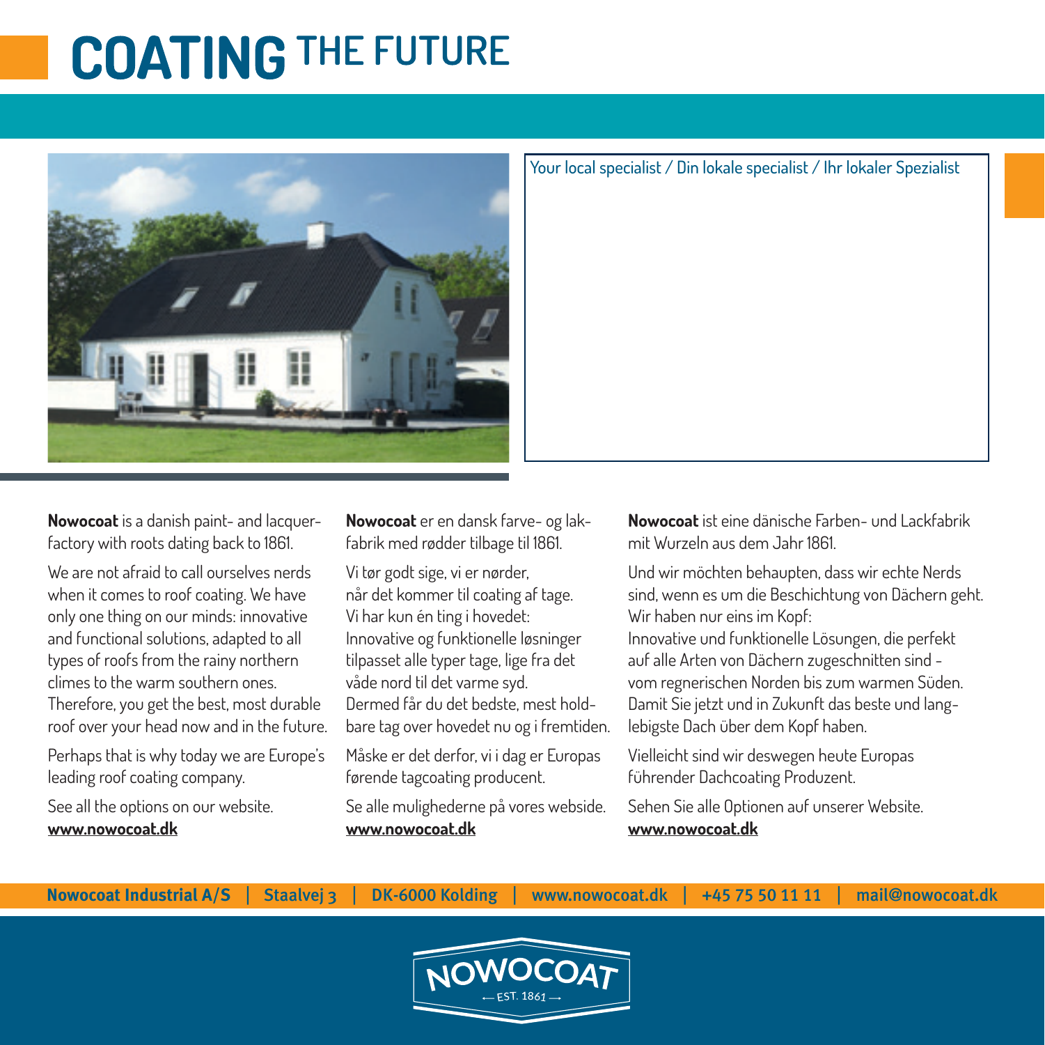# COATING THE FUTURE

Your local specialist / Din lokale specialist / Ihr lokaler Spezialist

**Nowocoat** is a danish paint- and lacquer-factory with roots dating back to 1861.

We are not afraid to call ourselves nerds when it comes to roof coating. We have only one thing on our minds: innovative and functional solutions, adapted to all types of roofs from the rainy northern climes to the warm southern ones. Therefore, you get the best, most durable roof over your head now and in the future.

Perhaps that is why today we are Europe's leading roof coating company.

See all the options on our website.
**www.nowocoat.dk**

**Nowocoat** er en dansk farve- og lak-fabrik med rødder tilbage til 1861.

Vi tør godt sige, vi er nørder, når det kommer til coating af tage. Vi har kun én ting i hovedet: Innovative og funktionelle løsninger tilpasset alle typer tage, lige fra det våde nord til det varme syd. Dermed får du det bedste, mest holdbare tag over hovedet nu og i fremtiden.

Måske er det derfor, vi i dag er Europas førende tagcoating producent.

Se alle mulighederne på vores webside.
**www.nowocoat.dk**

**Nowocoat** ist eine dänische Farben- und Lackfabrik mit Wurzeln aus dem Jahr 1861.

Und wir möchten behaupten, dass wir echte Nerds sind, wenn es um die Beschichtung von Dächern geht. Wir haben nur eins im Kopf: Innovative und funktionelle Lösungen, die perfekt auf alle Arten von Dächern zugeschnitten sind - vom regnerischen Norden bis zum warmen Süden. Damit Sie jetzt und in Zukunft das beste und langlebigste Dach über dem Kopf haben.

Vielleicht sind wir deswegen heute Europas führender Dachcoating Produzent.

Sehen Sie alle Optionen auf unserer Website.
**www.nowocoat.dk**

**Nowocoat Industrial A/S | Staalvej 3 | DK-6000 Kolding | www.nowocoat.dk | +45 75 50 11 11 | mail@nowocoat.dk**

NOWOCOAT
EST. 1861